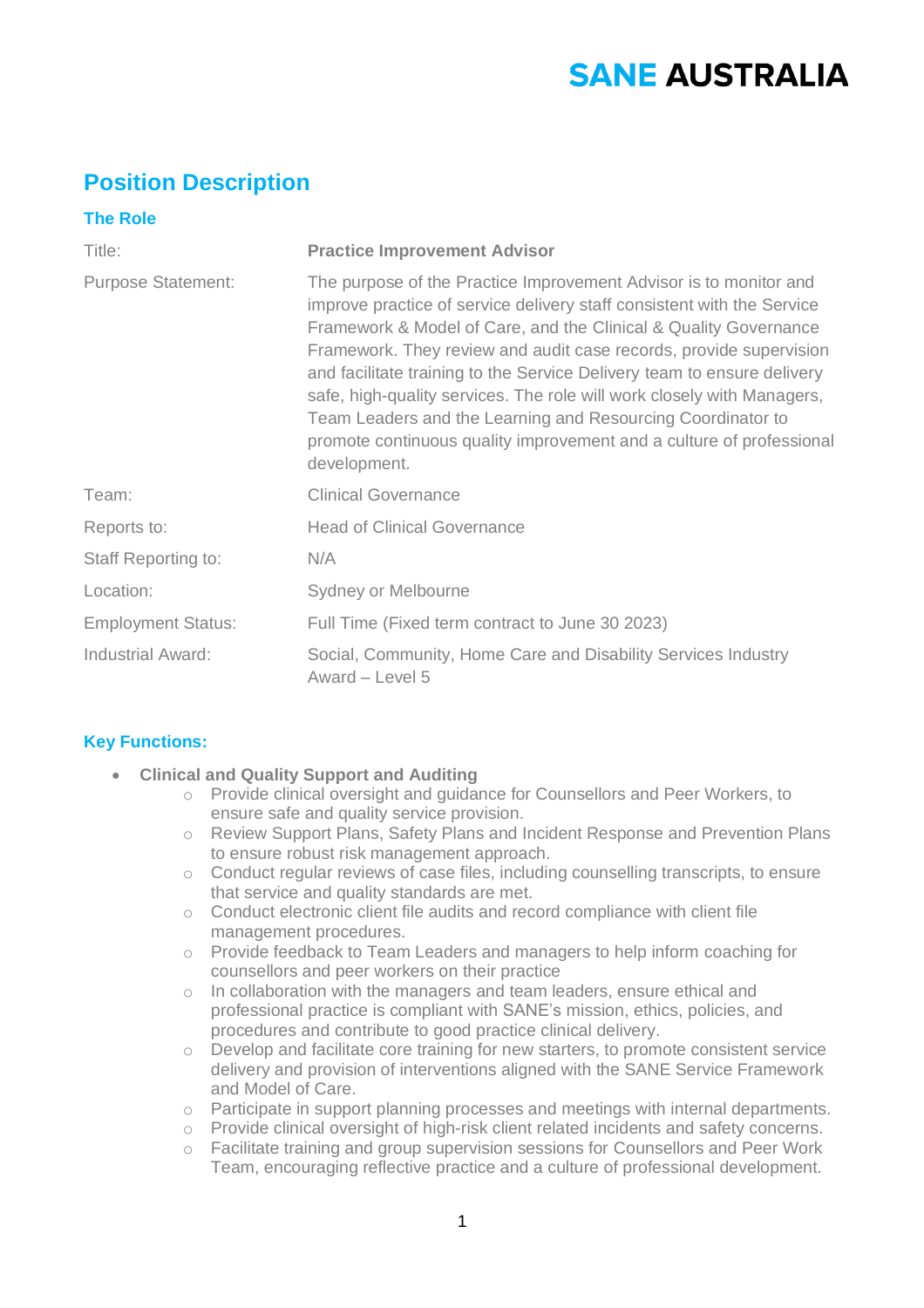# SANE AUSTRALIA

## Position Description

### The Role

| | |
|---|---|
| Title: | **Practice Improvement Advisor** |
| Purpose Statement: | The purpose of the Practice Improvement Advisor is to monitor and improve practice of service delivery staff consistent with the Service Framework & Model of Care, and the Clinical & Quality Governance Framework. They review and audit case records, provide supervision and facilitate training to the Service Delivery team to ensure delivery safe, high-quality services. The role will work closely with Managers, Team Leaders and the Learning and Resourcing Coordinator to promote continuous quality improvement and a culture of professional development. |
| Team: | Clinical Governance |
| Reports to: | Head of Clinical Governance |
| Staff Reporting to: | N/A |
| Location: | Sydney or Melbourne |
| Employment Status: | Full Time (Fixed term contract to June 30 2023) |
| Industrial Award: | Social, Community, Home Care and Disability Services Industry Award – Level 5 |

### Key Functions:

- **Clinical and Quality Support and Auditing**
    - Provide clinical oversight and guidance for Counsellors and Peer Workers, to ensure safe and quality service provision.
    - Review Support Plans, Safety Plans and Incident Response and Prevention Plans to ensure robust risk management approach.
    - Conduct regular reviews of case files, including counselling transcripts, to ensure that service and quality standards are met.
    - Conduct electronic client file audits and record compliance with client file management procedures.
    - Provide feedback to Team Leaders and managers to help inform coaching for counsellors and peer workers on their practice
    - In collaboration with the managers and team leaders, ensure ethical and professional practice is compliant with SANE's mission, ethics, policies, and procedures and contribute to good practice clinical delivery.
    - Develop and facilitate core training for new starters, to promote consistent service delivery and provision of interventions aligned with the SANE Service Framework and Model of Care.
    - Participate in support planning processes and meetings with internal departments.
    - Provide clinical oversight of high-risk client related incidents and safety concerns.
    - Facilitate training and group supervision sessions for Counsellors and Peer Work Team, encouraging reflective practice and a culture of professional development.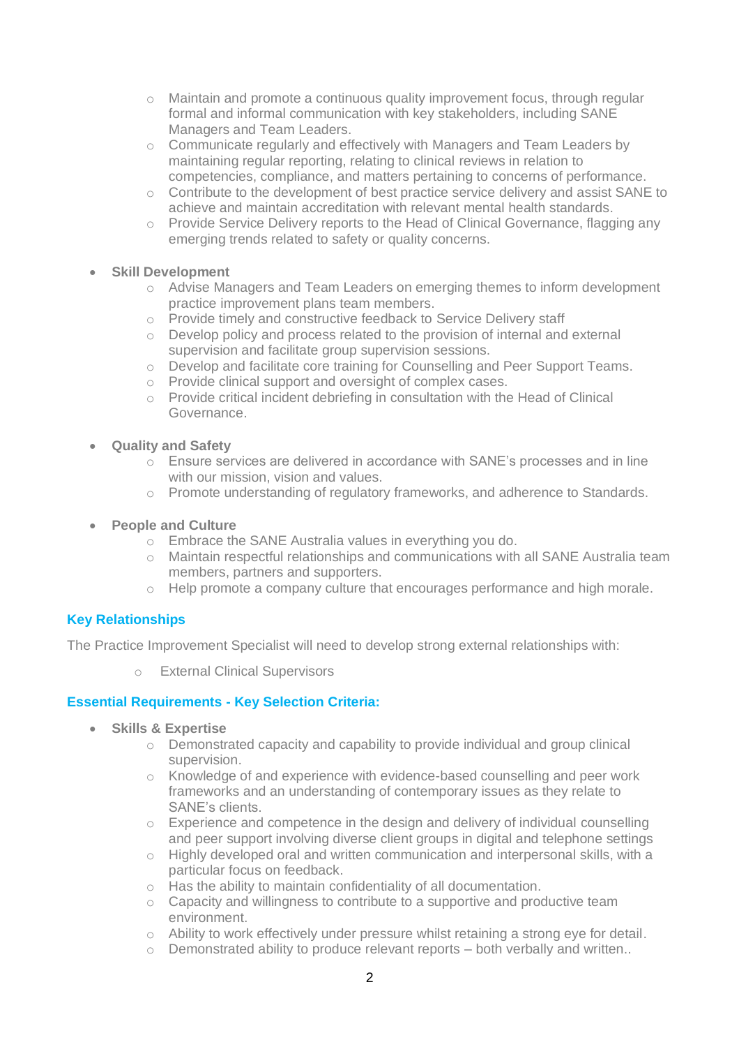- Maintain and promote a continuous quality improvement focus, through regular formal and informal communication with key stakeholders, including SANE Managers and Team Leaders.
  - Communicate regularly and effectively with Managers and Team Leaders by maintaining regular reporting, relating to clinical reviews in relation to competencies, compliance, and matters pertaining to concerns of performance.
  - Contribute to the development of best practice service delivery and assist SANE to achieve and maintain accreditation with relevant mental health standards.
  - Provide Service Delivery reports to the Head of Clinical Governance, flagging any emerging trends related to safety or quality concerns.

- **Skill Development**
  - Advise Managers and Team Leaders on emerging themes to inform development practice improvement plans team members.
  - Provide timely and constructive feedback to Service Delivery staff
  - Develop policy and process related to the provision of internal and external supervision and facilitate group supervision sessions.
  - Develop and facilitate core training for Counselling and Peer Support Teams.
  - Provide clinical support and oversight of complex cases.
  - Provide critical incident debriefing in consultation with the Head of Clinical Governance.

- **Quality and Safety**
  - Ensure services are delivered in accordance with SANE's processes and in line with our mission, vision and values.
  - Promote understanding of regulatory frameworks, and adherence to Standards.

- **People and Culture**
  - Embrace the SANE Australia values in everything you do.
  - Maintain respectful relationships and communications with all SANE Australia team members, partners and supporters.
  - Help promote a company culture that encourages performance and high morale.

## Key Relationships

The Practice Improvement Specialist will need to develop strong external relationships with:

- External Clinical Supervisors

## Essential Requirements - Key Selection Criteria:

- **Skills & Expertise**
  - Demonstrated capacity and capability to provide individual and group clinical supervision.
  - Knowledge of and experience with evidence-based counselling and peer work frameworks and an understanding of contemporary issues as they relate to SANE's clients.
  - Experience and competence in the design and delivery of individual counselling and peer support involving diverse client groups in digital and telephone settings
  - Highly developed oral and written communication and interpersonal skills, with a particular focus on feedback.
  - Has the ability to maintain confidentiality of all documentation.
  - Capacity and willingness to contribute to a supportive and productive team environment.
  - Ability to work effectively under pressure whilst retaining a strong eye for detail.
  - Demonstrated ability to produce relevant reports – both verbally and written..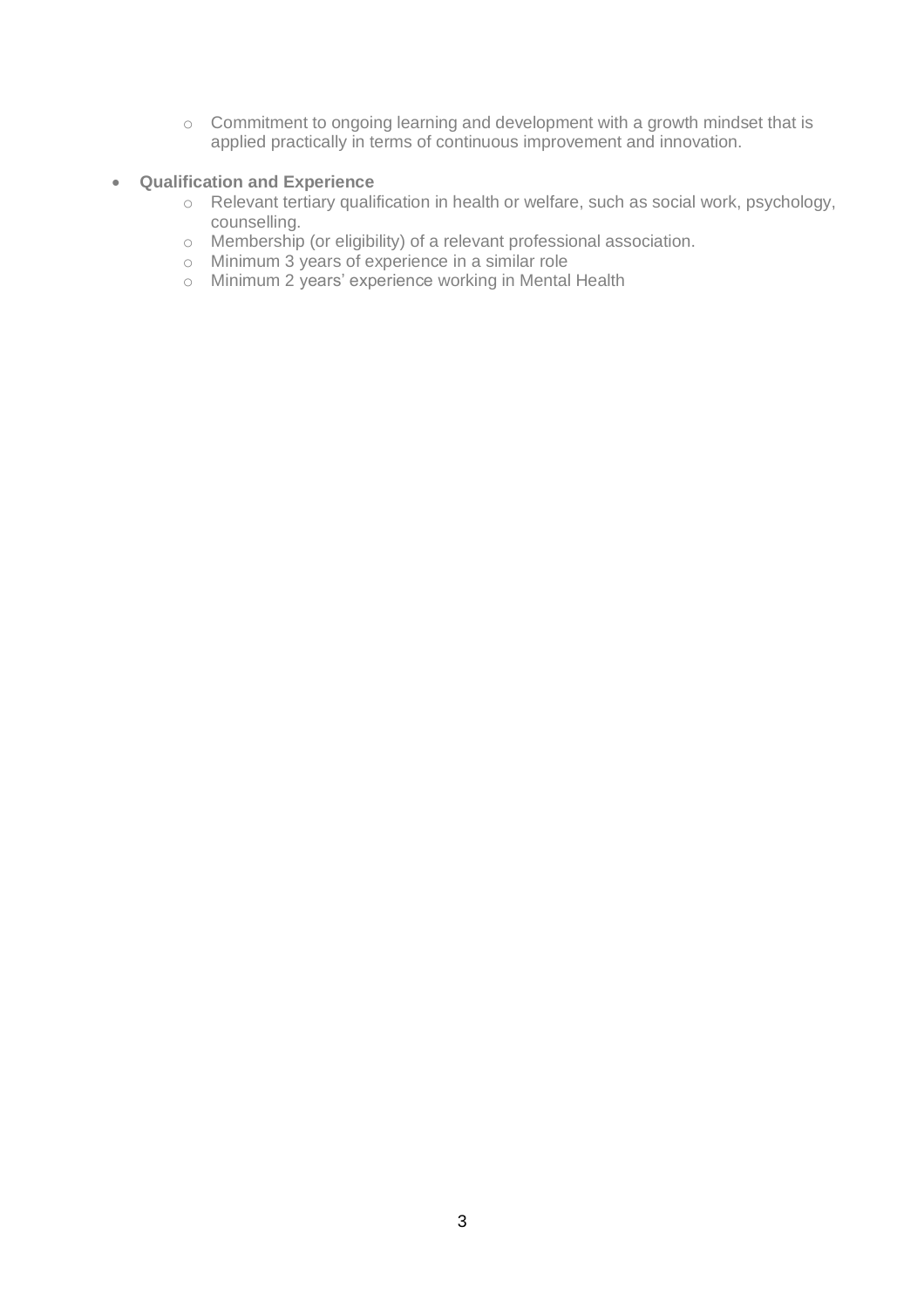- Commitment to ongoing learning and development with a growth mindset that is applied practically in terms of continuous improvement and innovation.

- **Qualification and Experience**
  - Relevant tertiary qualification in health or welfare, such as social work, psychology, counselling.
  - Membership (or eligibility) of a relevant professional association.
  - Minimum 3 years of experience in a similar role
  - Minimum 2 years' experience working in Mental Health